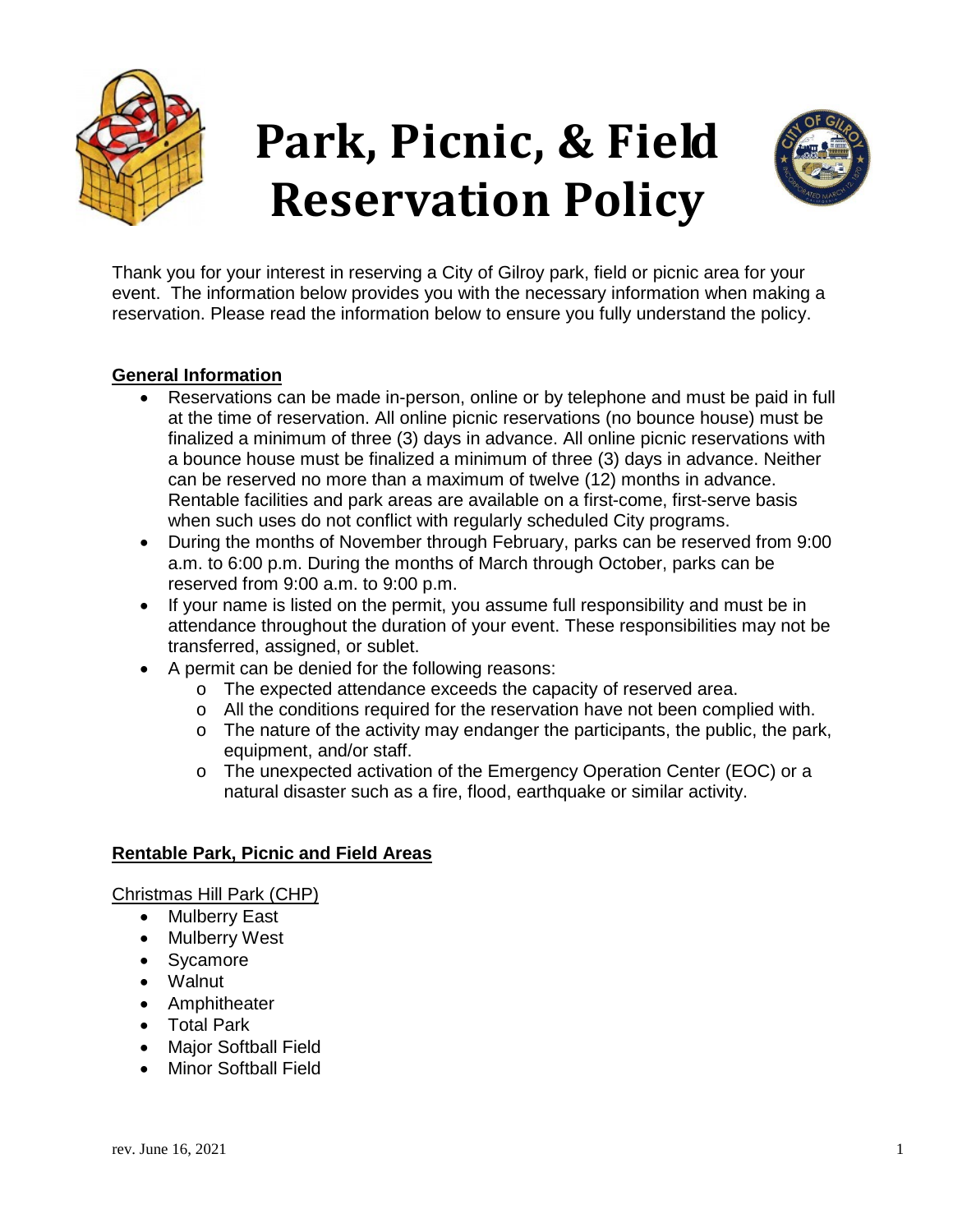# Park, Picnic, & Field Reservation Policy

Thank you for your interest in reserving a City of Gilroy park, field or picnic area for your event. The information below provides you with the necessary information when making a reservation. Please read the information below to ensure you fully understand the policy.

## General Information

- Reservations can be made in-person, online or by telephone and must be paid in full at the time of reservation. All online picnic reservations (no bounce house) must be finalized a minimum of three (3) days in advance. All online picnic reservations with a bounce house must be finalized a minimum of three (3) days in advance. Neither can be reserved no more than a maximum of twelve (12) months in advance. Rentable facilities and park areas are available on a first-come, first-serve basis when such uses do not conflict with regularly scheduled City programs.
- During the months of November through February, parks can be reserved from 9:00 a.m. to 6:00 p.m. During the months of March through October, parks can be reserved from 9:00 a.m. to 9:00 p.m.
- If your name is listed on the permit, you assume full responsibility and must be in attendance throughout the duration of your event. These responsibilities may not be transferred, assigned, or sublet.
- A permit can be denied for the following reasons:
  - The expected attendance exceeds the capacity of reserved area.
  - All the conditions required for the reservation have not been complied with.
  - The nature of the activity may endanger the participants, the public, the park, equipment, and/or staff.
  - The unexpected activation of the Emergency Operation Center (EOC) or a natural disaster such as a fire, flood, earthquake or similar activity.

## Rentable Park, Picnic and Field Areas

### Christmas Hill Park (CHP)

- Mulberry East
- Mulberry West
- Sycamore
- Walnut
- Amphitheater
- Total Park
- Major Softball Field
- Minor Softball Field

rev. June 16, 2021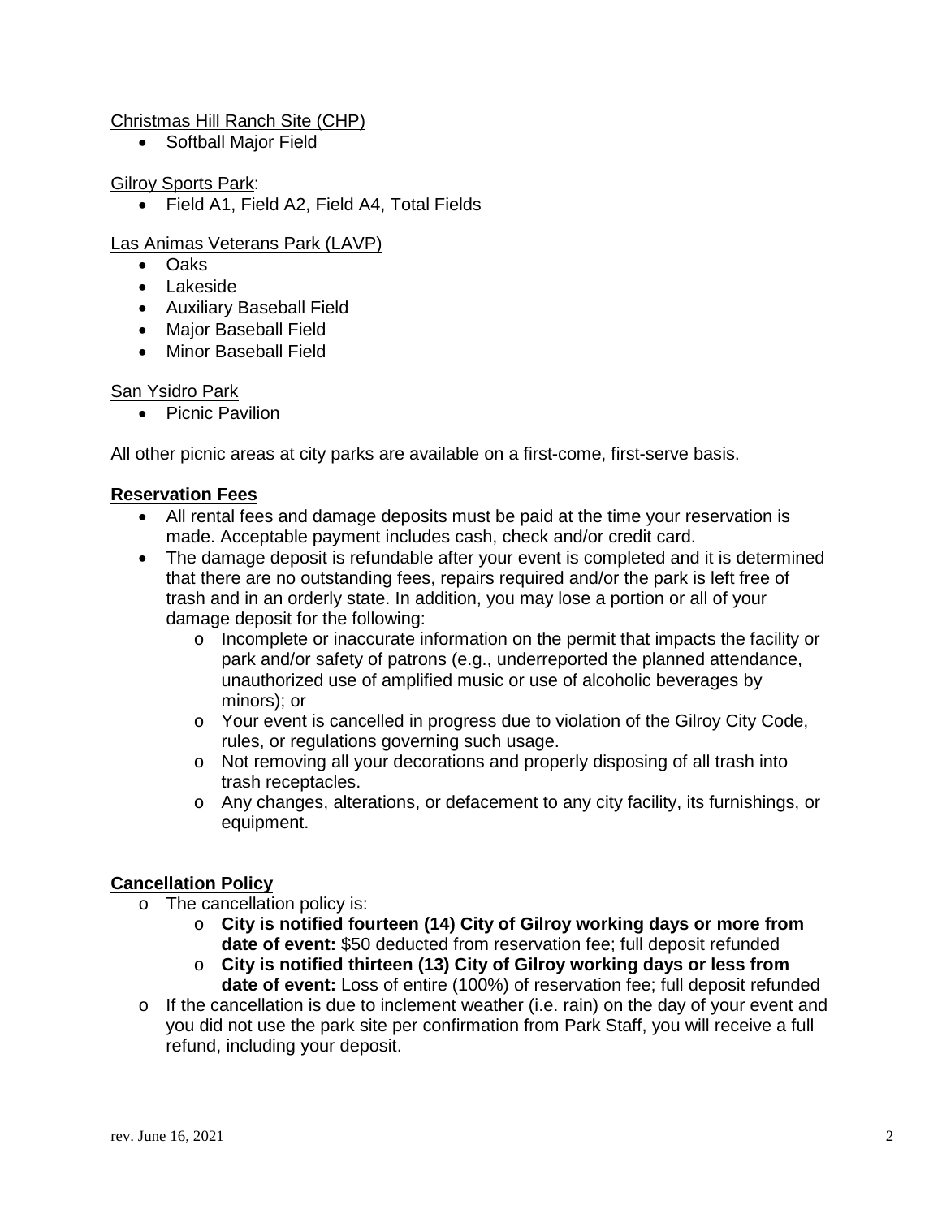Christmas Hill Ranch Site (CHP)

- Softball Major Field

Gilroy Sports Park:

- Field A1, Field A2, Field A4, Total Fields

Las Animas Veterans Park (LAVP)

- Oaks
- Lakeside
- Auxiliary Baseball Field
- Major Baseball Field
- Minor Baseball Field

San Ysidro Park

- Picnic Pavilion

All other picnic areas at city parks are available on a first-come, first-serve basis.

**Reservation Fees**

- All rental fees and damage deposits must be paid at the time your reservation is made. Acceptable payment includes cash, check and/or credit card.
- The damage deposit is refundable after your event is completed and it is determined that there are no outstanding fees, repairs required and/or the park is left free of trash and in an orderly state. In addition, you may lose a portion or all of your damage deposit for the following:
  - Incomplete or inaccurate information on the permit that impacts the facility or park and/or safety of patrons (e.g., underreported the planned attendance, unauthorized use of amplified music or use of alcoholic beverages by minors); or
  - Your event is cancelled in progress due to violation of the Gilroy City Code, rules, or regulations governing such usage.
  - Not removing all your decorations and properly disposing of all trash into trash receptacles.
  - Any changes, alterations, or defacement to any city facility, its furnishings, or equipment.

**Cancellation Policy**

- The cancellation policy is:
  - **City is notified fourteen (14) City of Gilroy working days or more from date of event:** $50 deducted from reservation fee; full deposit refunded
  - **City is notified thirteen (13) City of Gilroy working days or less from date of event:** Loss of entire (100%) of reservation fee; full deposit refunded
- If the cancellation is due to inclement weather (i.e. rain) on the day of your event and you did not use the park site per confirmation from Park Staff, you will receive a full refund, including your deposit.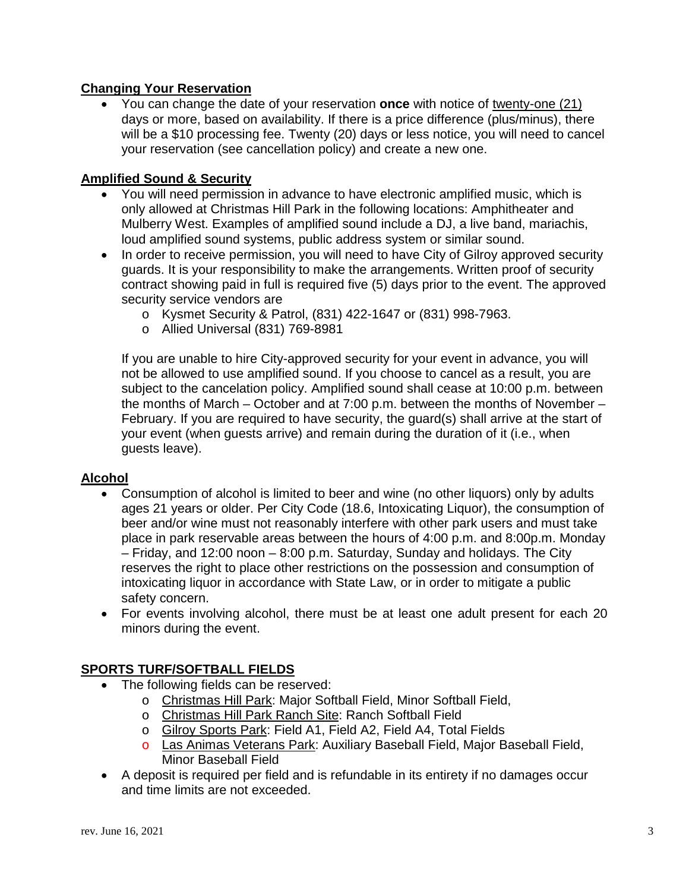## Changing Your Reservation

- You can change the date of your reservation **once** with notice of twenty-one (21) days or more, based on availability. If there is a price difference (plus/minus), there will be a $10 processing fee. Twenty (20) days or less notice, you will need to cancel your reservation (see cancellation policy) and create a new one.

## Amplified Sound & Security

- You will need permission in advance to have electronic amplified music, which is only allowed at Christmas Hill Park in the following locations: Amphitheater and Mulberry West. Examples of amplified sound include a DJ, a live band, mariachis, loud amplified sound systems, public address system or similar sound.
- In order to receive permission, you will need to have City of Gilroy approved security guards. It is your responsibility to make the arrangements. Written proof of security contract showing paid in full is required five (5) days prior to the event. The approved security service vendors are
  - Kysmet Security & Patrol, (831) 422-1647 or (831) 998-7963.
  - Allied Universal (831) 769-8981

  If you are unable to hire City-approved security for your event in advance, you will not be allowed to use amplified sound. If you choose to cancel as a result, you are subject to the cancelation policy. Amplified sound shall cease at 10:00 p.m. between the months of March – October and at 7:00 p.m. between the months of November – February. If you are required to have security, the guard(s) shall arrive at the start of your event (when guests arrive) and remain during the duration of it (i.e., when guests leave).

## Alcohol

- Consumption of alcohol is limited to beer and wine (no other liquors) only by adults ages 21 years or older. Per City Code (18.6, Intoxicating Liquor), the consumption of beer and/or wine must not reasonably interfere with other park users and must take place in park reservable areas between the hours of 4:00 p.m. and 8:00p.m. Monday – Friday, and 12:00 noon – 8:00 p.m. Saturday, Sunday and holidays. The City reserves the right to place other restrictions on the possession and consumption of intoxicating liquor in accordance with State Law, or in order to mitigate a public safety concern.
- For events involving alcohol, there must be at least one adult present for each 20 minors during the event.

## SPORTS TURF/SOFTBALL FIELDS

- The following fields can be reserved:
  - Christmas Hill Park: Major Softball Field, Minor Softball Field,
  - Christmas Hill Park Ranch Site: Ranch Softball Field
  - Gilroy Sports Park: Field A1, Field A2, Field A4, Total Fields
  - Las Animas Veterans Park: Auxiliary Baseball Field, Major Baseball Field, Minor Baseball Field
- A deposit is required per field and is refundable in its entirety if no damages occur and time limits are not exceeded.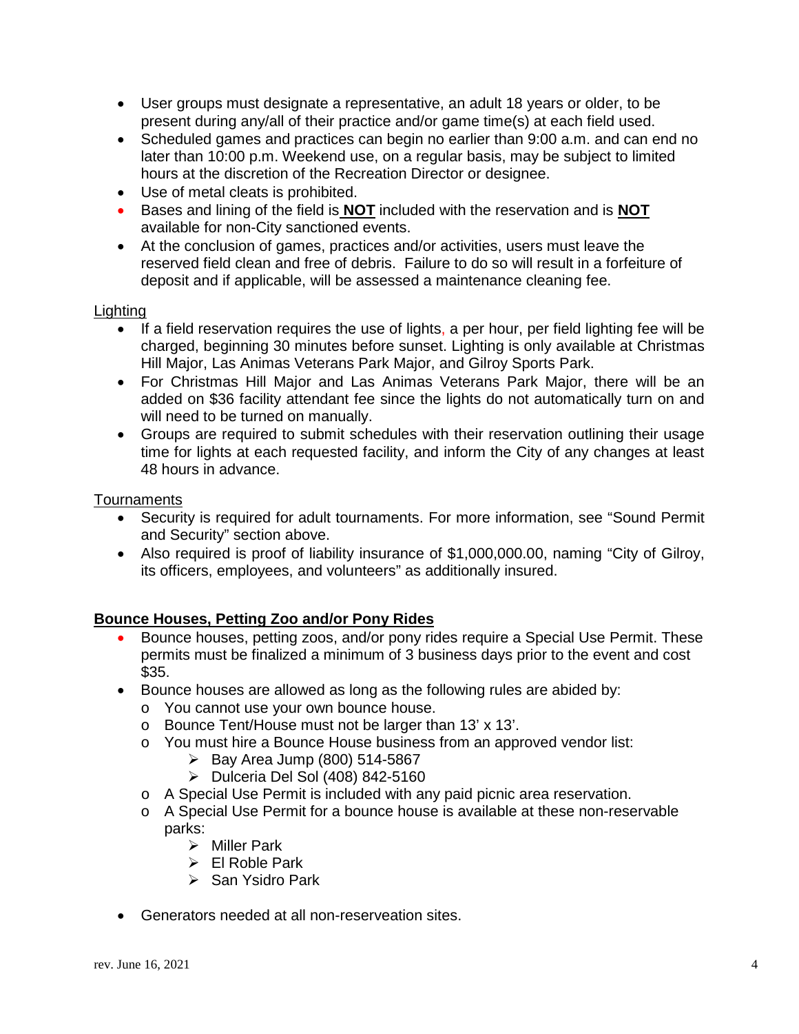- User groups must designate a representative, an adult 18 years or older, to be present during any/all of their practice and/or game time(s) at each field used.
- Scheduled games and practices can begin no earlier than 9:00 a.m. and can end no later than 10:00 p.m. Weekend use, on a regular basis, may be subject to limited hours at the discretion of the Recreation Director or designee.
- Use of metal cleats is prohibited.
- Bases and lining of the field is **NOT** included with the reservation and is **NOT** available for non-City sanctioned events.
- At the conclusion of games, practices and/or activities, users must leave the reserved field clean and free of debris. Failure to do so will result in a forfeiture of deposit and if applicable, will be assessed a maintenance cleaning fee.

Lighting

- If a field reservation requires the use of lights, a per hour, per field lighting fee will be charged, beginning 30 minutes before sunset. Lighting is only available at Christmas Hill Major, Las Animas Veterans Park Major, and Gilroy Sports Park.
- For Christmas Hill Major and Las Animas Veterans Park Major, there will be an added on $36 facility attendant fee since the lights do not automatically turn on and will need to be turned on manually.
- Groups are required to submit schedules with their reservation outlining their usage time for lights at each requested facility, and inform the City of any changes at least 48 hours in advance.

Tournaments

- Security is required for adult tournaments. For more information, see "Sound Permit and Security" section above.
- Also required is proof of liability insurance of $1,000,000.00, naming "City of Gilroy, its officers, employees, and volunteers" as additionally insured.

**Bounce Houses, Petting Zoo and/or Pony Rides**

- Bounce houses, petting zoos, and/or pony rides require a Special Use Permit. These permits must be finalized a minimum of 3 business days prior to the event and cost $35.
- Bounce houses are allowed as long as the following rules are abided by:
  - You cannot use your own bounce house.
  - Bounce Tent/House must not be larger than 13' x 13'.
  - You must hire a Bounce House business from an approved vendor list:
    - Bay Area Jump (800) 514-5867
    - Dulceria Del Sol (408) 842-5160
  - A Special Use Permit is included with any paid picnic area reservation.
  - A Special Use Permit for a bounce house is available at these non-reservable parks:
    - Miller Park
    - El Roble Park
    - San Ysidro Park
- Generators needed at all non-reserveation sites.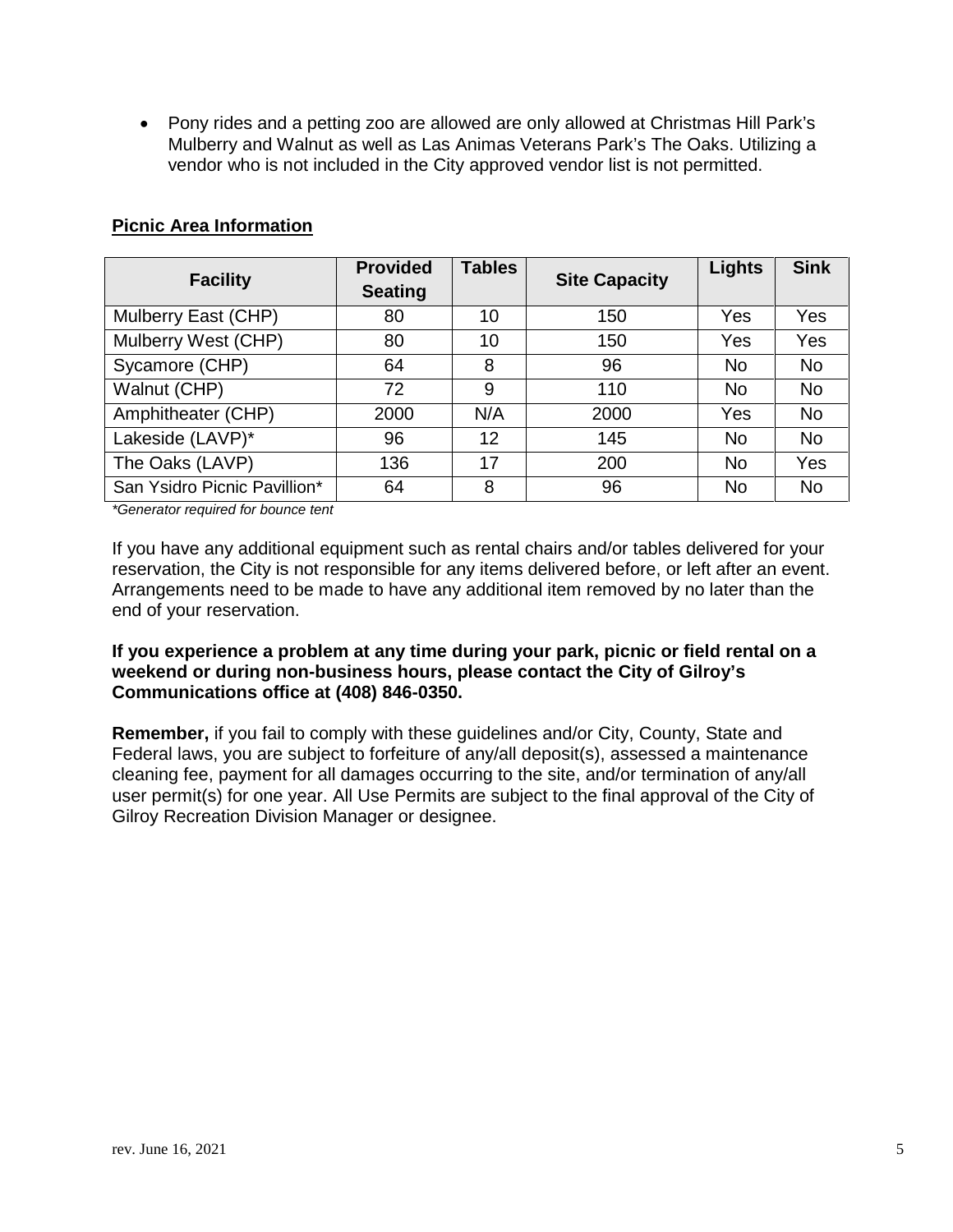- Pony rides and a petting zoo are allowed are only allowed at Christmas Hill Park's Mulberry and Walnut as well as Las Animas Veterans Park's The Oaks. Utilizing a vendor who is not included in the City approved vendor list is not permitted.

**Picnic Area Information**

| Facility | Provided Seating | Tables | Site Capacity | Lights | Sink |
|---|---|---|---|---|---|
| Mulberry East (CHP) | 80 | 10 | 150 | Yes | Yes |
| Mulberry West (CHP) | 80 | 10 | 150 | Yes | Yes |
| Sycamore (CHP) | 64 | 8 | 96 | No | No |
| Walnut (CHP) | 72 | 9 | 110 | No | No |
| Amphitheater (CHP) | 2000 | N/A | 2000 | Yes | No |
| Lakeside (LAVP)* | 96 | 12 | 145 | No | No |
| The Oaks (LAVP) | 136 | 17 | 200 | No | Yes |
| San Ysidro Picnic Pavillion* | 64 | 8 | 96 | No | No |

*\*Generator required for bounce tent*

If you have any additional equipment such as rental chairs and/or tables delivered for your reservation, the City is not responsible for any items delivered before, or left after an event. Arrangements need to be made to have any additional item removed by no later than the end of your reservation.

**If you experience a problem at any time during your park, picnic or field rental on a weekend or during non-business hours, please contact the City of Gilroy's Communications office at (408) 846-0350.**

**Remember,** if you fail to comply with these guidelines and/or City, County, State and Federal laws, you are subject to forfeiture of any/all deposit(s), assessed a maintenance cleaning fee, payment for all damages occurring to the site, and/or termination of any/all user permit(s) for one year. All Use Permits are subject to the final approval of the City of Gilroy Recreation Division Manager or designee.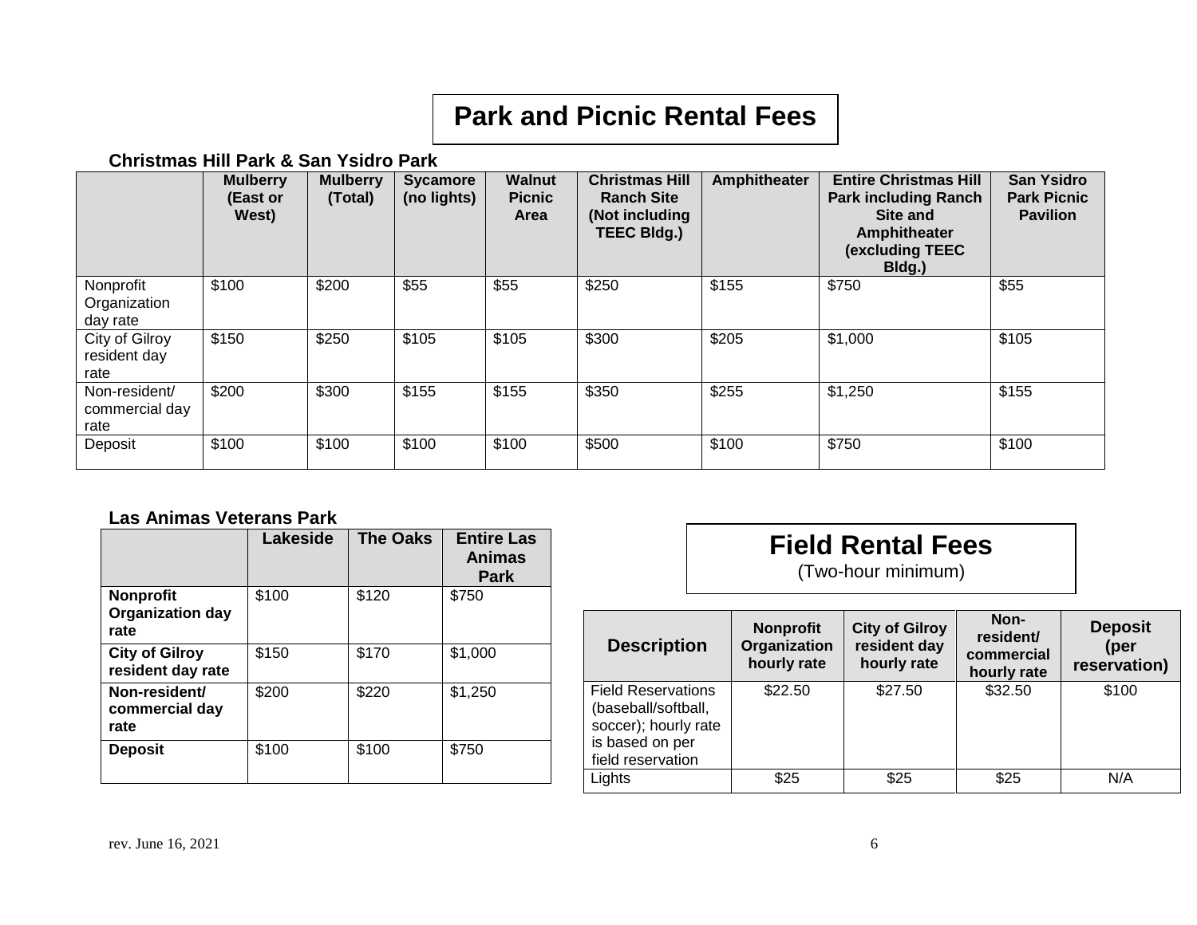# Park and Picnic Rental Fees

### Christmas Hill Park & San Ysidro Park

| | Mulberry (East or West) | Mulberry (Total) | Sycamore (no lights) | Walnut Picnic Area | Christmas Hill Ranch Site (Not including TEEC Bldg.) | Amphitheater | Entire Christmas Hill Park including Ranch Site and Amphitheater (excluding TEEC Bldg.) | San Ysidro Park Picnic Pavilion |
|---|---|---|---|---|---|---|---|---|
| Nonprofit Organization day rate | $100 | $200 | $55 | $55 | $250 | $155 | $750 | $55 |
| City of Gilroy resident day rate | $150 | $250 | $105 | $105 | $300 | $205 | $1,000 | $105 |
| Non-resident/ commercial day rate | $200 | $300 | $155 | $155 | $350 | $255 | $1,250 | $155 |
| Deposit | $100 | $100 | $100 | $100 | $500 | $100 | $750 | $100 |

### Las Animas Veterans Park

| | Lakeside | The Oaks | Entire Las Animas Park |
|---|---|---|---|
| **Nonprofit Organization day rate** | $100 | $120 | $750 |
| **City of Gilroy resident day rate** | $150 | $170 | $1,000 |
| **Non-resident/ commercial day rate** | $200 | $220 | $1,250 |
| **Deposit** | $100 | $100 | $750 |

# Field Rental Fees

(Two-hour minimum)

| Description | Nonprofit Organization hourly rate | City of Gilroy resident day hourly rate | Non-resident/ commercial hourly rate | Deposit (per reservation) |
|---|---|---|---|---|
| Field Reservations (baseball/softball, soccer); hourly rate is based on per field reservation | $22.50 | $27.50 | $32.50 | $100 |
| Lights | $25 | $25 | $25 | N/A |

rev. June 16, 2021